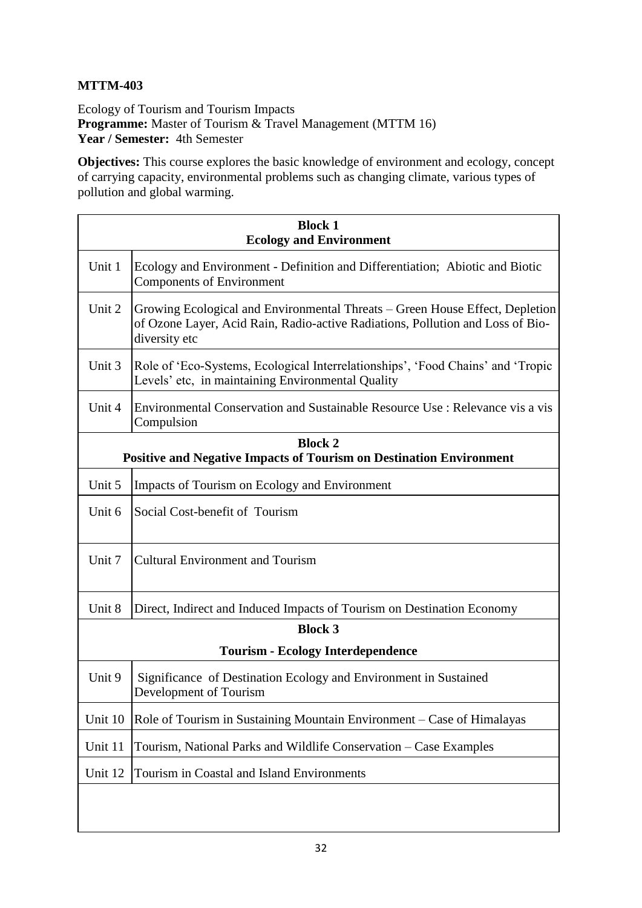**MTTM-403**

Ecology of Tourism and Tourism Impacts
**Programme:** Master of Tourism & Travel Management (MTTM 16)
**Year / Semester:** 4th Semester

**Objectives:** This course explores the basic knowledge of environment and ecology, concept of carrying capacity, environmental problems such as changing climate, various types of pollution and global warming.

| **Block 1** **Ecology and Environment** | |
|---|---|
| Unit 1 | Ecology and Environment - Definition and Differentiation; Abiotic and Biotic Components of Environment |
| Unit 2 | Growing Ecological and Environmental Threats – Green House Effect, Depletion of Ozone Layer, Acid Rain, Radio-active Radiations, Pollution and Loss of Bio-diversity etc |
| Unit 3 | Role of 'Eco-Systems, Ecological Interrelationships', 'Food Chains' and 'Tropic Levels' etc, in maintaining Environmental Quality |
| Unit 4 | Environmental Conservation and Sustainable Resource Use : Relevance vis a vis Compulsion |
| **Block 2** **Positive and Negative Impacts of Tourism on Destination Environment** | |
| Unit 5 | Impacts of Tourism on Ecology and Environment |
| Unit 6 | Social Cost-benefit of Tourism |
| Unit 7 | Cultural Environment and Tourism |
| Unit 8 | Direct, Indirect and Induced Impacts of Tourism on Destination Economy |
| **Block 3** **Tourism - Ecology Interdependence** | |
| Unit 9 | Significance of Destination Ecology and Environment in Sustained Development of Tourism |
| Unit 10 | Role of Tourism in Sustaining Mountain Environment – Case of Himalayas |
| Unit 11 | Tourism, National Parks and Wildlife Conservation – Case Examples |
| Unit 12 | Tourism in Coastal and Island Environments |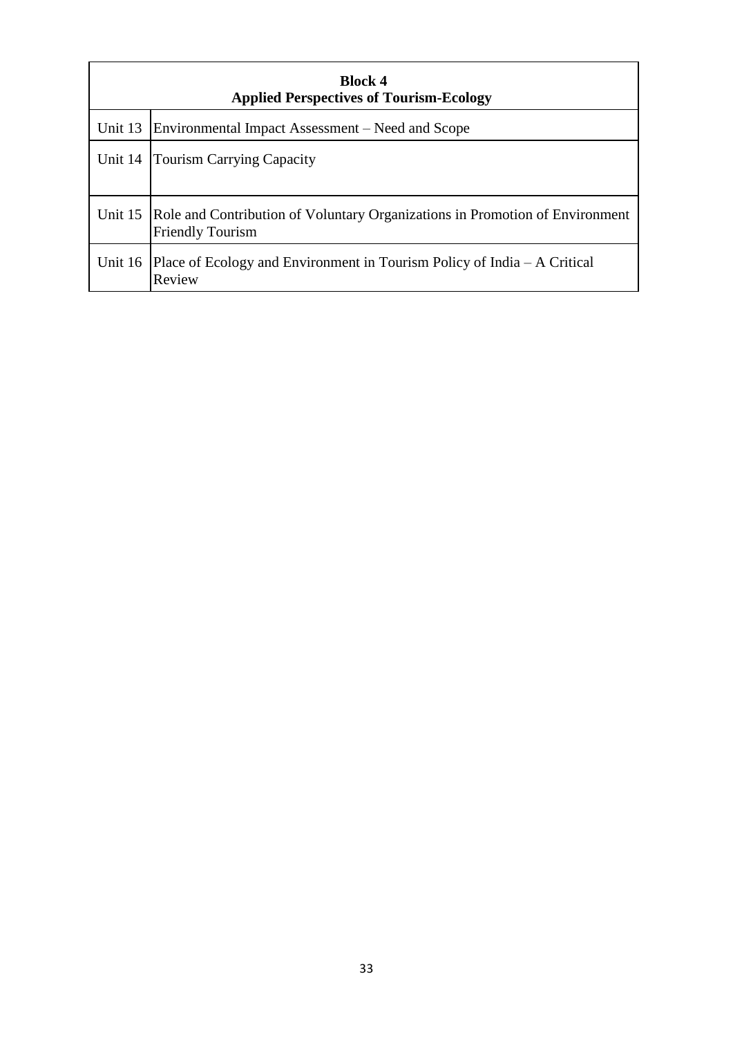| Block 4<br>Applied Perspectives of Tourism-Ecology | |
| --- | --- |
| Unit 13 | Environmental Impact Assessment – Need and Scope |
| Unit 14 | Tourism Carrying Capacity |
| Unit 15 | Role and Contribution of Voluntary Organizations in Promotion of Environment Friendly Tourism |
| Unit 16 | Place of Ecology and Environment in Tourism Policy of India – A Critical Review |